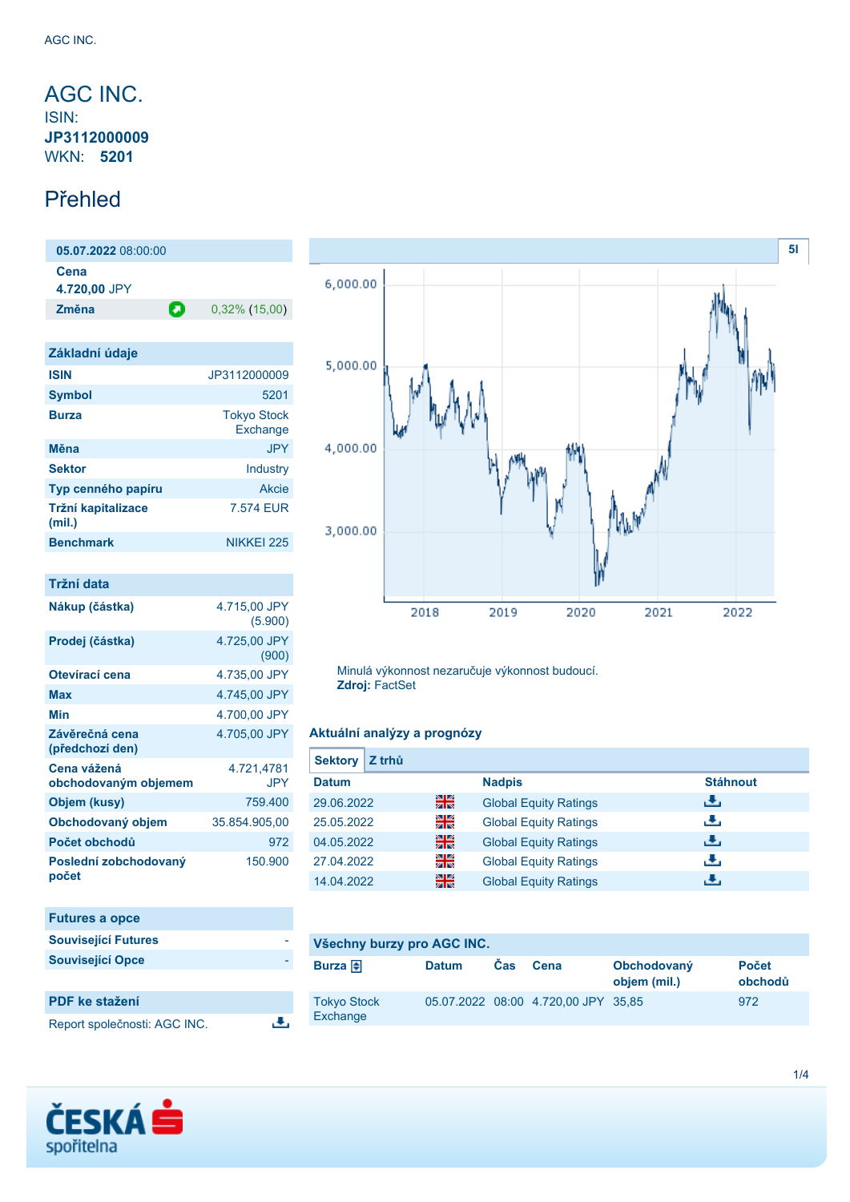# AGC INC.

ISIN: **JP3112000009**

WKN: **5201**

## Přehled

| **05.07.2022** 08:00:00 | |
|---|---|
| **Cena** 4.720,00 JPY | |
| **Změna** | 0,32% (15,00) |

### Základní údaje

| | |
|---|---|
| **ISIN** | JP3112000009 |
| **Symbol** | 5201 |
| **Burza** | Tokyo Stock Exchange |
| **Měna** | JPY |
| **Sektor** | Industry |
| **Typ cenného papíru** | Akcie |
| **Tržní kapitalizace (mil.)** | 7.574 EUR |
| **Benchmark** | NIKKEI 225 |

### Tržní data

| | |
|---|---|
| **Nákup (částka)** | 4.715,00 JPY (5.900) |
| **Prodej (částka)** | 4.725,00 JPY (900) |
| **Otevírací cena** | 4.735,00 JPY |
| **Max** | 4.745,00 JPY |
| **Min** | 4.700,00 JPY |
| **Závěrečná cena (předchozí den)** | 4.705,00 JPY |
| **Cena vážená obchodovaným objemem** | 4.721,4781 JPY |
| **Objem (kusy)** | 759.400 |
| **Obchodovaný objem** | 35.854.905,00 |
| **Počet obchodů** | 972 |
| **Poslední zobchodovaný počet** | 150.900 |

### Futures a opce

| | |
|---|---|
| **Související Futures** | - |
| **Související Opce** | - |

### PDF ke stažení

Report společnosti: AGC INC.

5l

Minulá výkonnost nezaručuje výkonnost budoucí.
**Zdroj:** FactSet

### Aktuální analýzy a prognózy

Sektory | Z trhů

| Datum | | Nadpis | Stáhnout |
|---|---|---|---|
| 29.06.2022 | | Global Equity Ratings | |
| 25.05.2022 | | Global Equity Ratings | |
| 04.05.2022 | | Global Equity Ratings | |
| 27.04.2022 | | Global Equity Ratings | |
| 14.04.2022 | | Global Equity Ratings | |

### Všechny burzy pro AGC INC.

| Burza | Datum | Čas | Cena | Obchodovaný objem (mil.) | Počet obchodů |
|---|---|---|---|---|---|
| Tokyo Stock Exchange | 05.07.2022 | 08:00 | 4.720,00 JPY | 35,85 | 972 |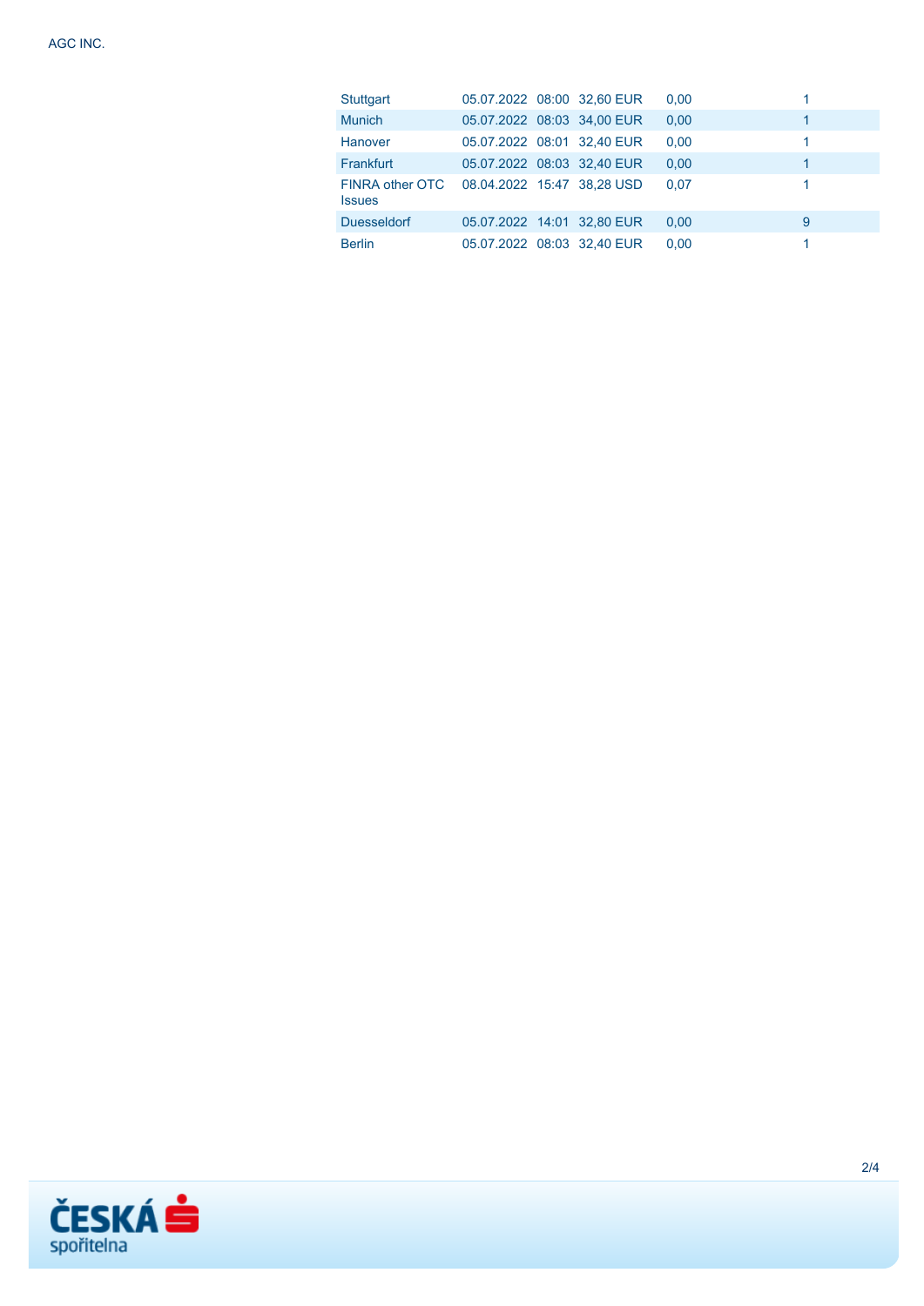| | | | | | |
|---|---|---|---|---|---|
| Stuttgart | 05.07.2022 | 08:00 | 32,60 EUR | 0,00 | 1 |
| Munich | 05.07.2022 | 08:03 | 34,00 EUR | 0,00 | 1 |
| Hanover | 05.07.2022 | 08:01 | 32,40 EUR | 0,00 | 1 |
| Frankfurt | 05.07.2022 | 08:03 | 32,40 EUR | 0,00 | 1 |
| FINRA other OTC Issues | 08.04.2022 | 15:47 | 38,28 USD | 0,07 | 1 |
| Duesseldorf | 05.07.2022 | 14:01 | 32,80 EUR | 0,00 | 9 |
| Berlin | 05.07.2022 | 08:03 | 32,40 EUR | 0,00 | 1 |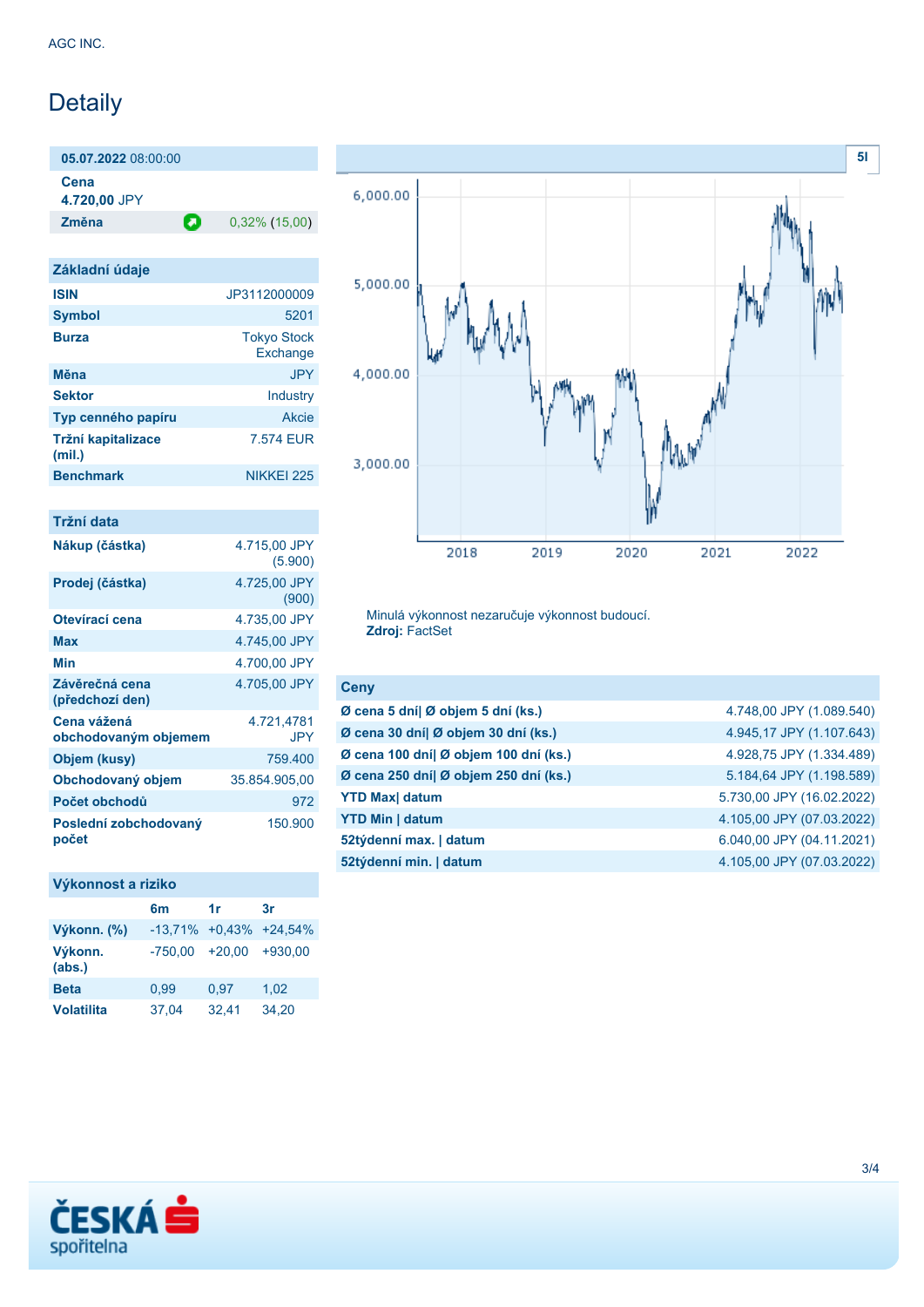# Detaily

| **05.07.2022** 08:00:00 | |
|---|---|
| **Cena** **4.720,00** JPY | |
| **Změna** | 0,32% (15,00) |

## Základní údaje

| | |
|---|---|
| **ISIN** | JP3112000009 |
| **Symbol** | 5201 |
| **Burza** | Tokyo Stock Exchange |
| **Měna** | JPY |
| **Sektor** | Industry |
| **Typ cenného papíru** | Akcie |
| **Tržní kapitalizace (mil.)** | 7.574 EUR |
| **Benchmark** | NIKKEI 225 |

## Tržní data

| | |
|---|---|
| **Nákup (částka)** | 4.715,00 JPY (5.900) |
| **Prodej (částka)** | 4.725,00 JPY (900) |
| **Otevírací cena** | 4.735,00 JPY |
| **Max** | 4.745,00 JPY |
| **Min** | 4.700,00 JPY |
| **Závěrečná cena (předchozí den)** | 4.705,00 JPY |
| **Cena vážená obchodovaným objemem** | 4.721,4781 JPY |
| **Objem (kusy)** | 759.400 |
| **Obchodovaný objem** | 35.854.905,00 |
| **Počet obchodů** | 972 |
| **Poslední zobchodovaný počet** | 150.900 |

## Výkonnost a riziko

| | 6m | 1r | 3r |
|---|---|---|---|
| **Výkonn. (%)** | -13,71% | +0,43% | +24,54% |
| **Výkonn. (abs.)** | -750,00 | +20,00 | +930,00 |
| **Beta** | 0,99 | 0,97 | 1,02 |
| **Volatilita** | 37,04 | 32,41 | 34,20 |

Minulá výkonnost nezaručuje výkonnost budoucí.
**Zdroj:** FactSet

## Ceny

| | |
|---|---|
| **Ø cena 5 dní\| Ø objem 5 dní (ks.)** | 4.748,00 JPY (1.089.540) |
| **Ø cena 30 dní\| Ø objem 30 dní (ks.)** | 4.945,17 JPY (1.107.643) |
| **Ø cena 100 dní\| Ø objem 100 dní (ks.)** | 4.928,75 JPY (1.334.489) |
| **Ø cena 250 dní\| Ø objem 250 dní (ks.)** | 5.184,64 JPY (1.198.589) |
| **YTD Max\| datum** | 5.730,00 JPY (16.02.2022) |
| **YTD Min \| datum** | 4.105,00 JPY (07.03.2022) |
| **52týdenní max. \| datum** | 6.040,00 JPY (04.11.2021) |
| **52týdenní min. \| datum** | 4.105,00 JPY (07.03.2022) |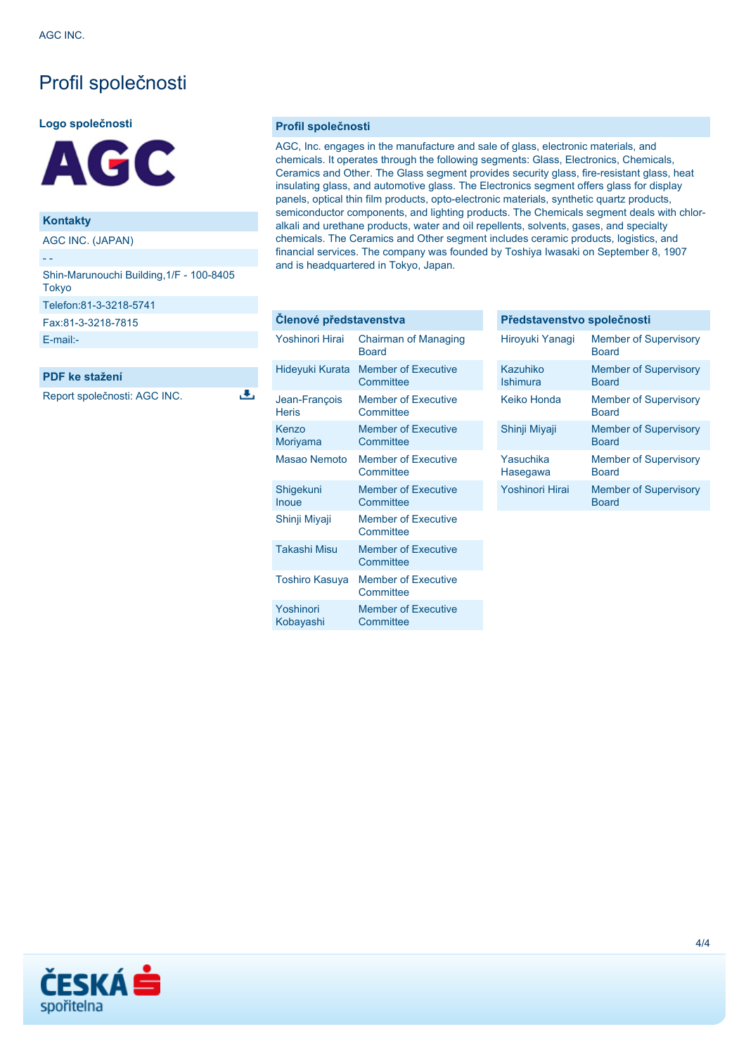# Profil společnosti

### Logo společnosti

### Kontakty

AGC INC. (JAPAN)

- -

Shin-Marunouchi Building,1/F - 100-8405 Tokyo

Telefon:81-3-3218-5741

Fax:81-3-3218-7815

E-mail:-

### PDF ke stažení

Report společnosti: AGC INC.

### Profil společnosti

AGC, Inc. engages in the manufacture and sale of glass, electronic materials, and chemicals. It operates through the following segments: Glass, Electronics, Chemicals, Ceramics and Other. The Glass segment provides security glass, fire-resistant glass, heat insulating glass, and automotive glass. The Electronics segment offers glass for display panels, optical thin film products, opto-electronic materials, synthetic quartz products, semiconductor components, and lighting products. The Chemicals segment deals with chlor-alkali and urethane products, water and oil repellents, solvents, gases, and specialty chemicals. The Ceramics and Other segment includes ceramic products, logistics, and financial services. The company was founded by Toshiya Iwasaki on September 8, 1907 and is headquartered in Tokyo, Japan.

### Členové představenstva

| | |
|---|---|
| Yoshinori Hirai | Chairman of Managing Board |
| Hideyuki Kurata | Member of Executive Committee |
| Jean-François Heris | Member of Executive Committee |
| Kenzo Moriyama | Member of Executive Committee |
| Masao Nemoto | Member of Executive Committee |
| Shigekuni Inoue | Member of Executive Committee |
| Shinji Miyaji | Member of Executive Committee |
| Takashi Misu | Member of Executive Committee |
| Toshiro Kasuya | Member of Executive Committee |
| Yoshinori Kobayashi | Member of Executive Committee |

### Představenstvo společnosti

| | |
|---|---|
| Hiroyuki Yanagi | Member of Supervisory Board |
| Kazuhiko Ishimura | Member of Supervisory Board |
| Keiko Honda | Member of Supervisory Board |
| Shinji Miyaji | Member of Supervisory Board |
| Yasuchika Hasegawa | Member of Supervisory Board |
| Yoshinori Hirai | Member of Supervisory Board |